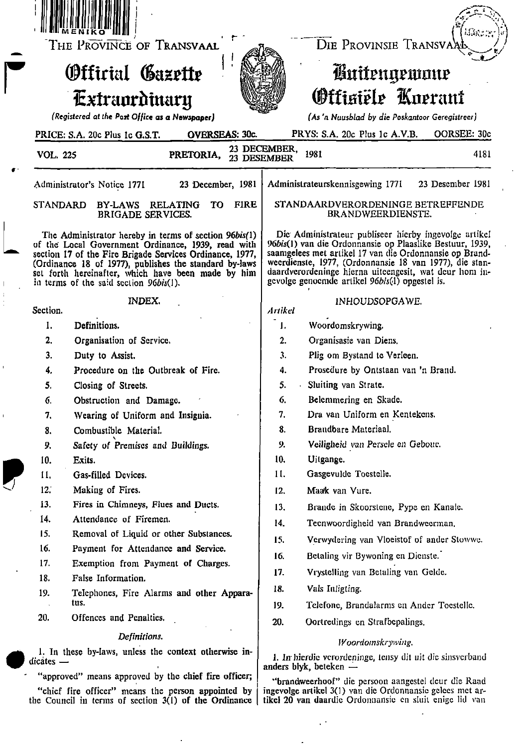THE PROVINCE OF TRANSVAAL

# Official Gazette Extraordinary

*(Registered at the Post Office as a Newspaper)*

DIE PROVINSIE TRANSVAAL

# Buitengewone Offisiële Koerant

*(As 'n Nuusblad by die Poskantoor Geregistreer)*

PRICE: S.A. 20c Plus 1c G.S.T. OVERSEAS: 30c.

PRYS: S.A. 20c Plus 1c A.V.B. OORSEE: 30c

VOL. 225 PRETORIA, 23 DECEMBER, 23 DESEMBER 1981 4181

Administrator's Notice 1771 23 December, 1981

## STANDARD BY-LAWS RELATING TO FIRE BRIGADE SERVICES.

The Administrator hereby in terms of section 96*bis*(1) of the Local Government Ordinance, 1939, read with section 17 of the Fire Brigade Services Ordinance, 1977, (Ordinance 18 of 1977), publishes the standard by-laws set forth hereinafter, which have been made by him in terms of the said section 96*bis*(1).

### INDEX.

Section.

1. Definitions.
2. Organisation of Service.
3. Duty to Assist.
4. Procedure on the Outbreak of Fire.
5. Closing of Streets.
6. Obstruction and Damage.
7. Wearing of Uniform and Insignia.
8. Combustible Material.
9. Safety of Premises and Buildings.
10. Exits.
11. Gas-filled Devices.
12. Making of Fires.
13. Fires in Chimneys, Flues and Ducts.
14. Attendance of Firemen.
15. Removal of Liquid or other Substances.
16. Payment for Attendance and Service.
17. Exemption from Payment of Charges.
18. False Information.
19. Telephones, Fire Alarms and other Apparatus.
20. Offences and Penalties.

*Definitions.*

1. In these by-laws, unless the context otherwise indicates —

"approved" means approved by the chief fire officer;

"chief fire officer" means the person appointed by the Council in terms of section 3(1) of the Ordinance

Administrateurskennisgewing 1771 23 Desember 1981

## STANDAARDVERORDENINGE BETREFFENDE BRANDWEERDIENSTE.

Die Administrateur publiseer hierby ingevolge artikel 96*bis*(1) van die Ordonnansie op Plaaslike Bestuur, 1939, saamgelees met artikel 17 van die Ordonnansie op Brandweerdienste, 1977, (Ordonnansie 18 van 1977), die standaardverordeninge hierna uiteengesit, wat deur hom ingevolge genoemde artikel 96*bis*(1) opgestel is.

### INHOUDSOPGAWE.

*Artikel*

1. Woordomskrywing.
2. Organisasie van Diens.
3. Plig om Bystand te Verleen.
4. Prosedure by Ontstaan van 'n Brand.
5. Sluiting van Strate.
6. Belemmering en Skade.
7. Dra van Uniform en Kentekens.
8. Brandbare Materiaal.
9. Veiligheid van Persele en Geboue.
10. Uitgange.
11. Gasgevulde Toestelle.
12. Maak van Vure.
13. Brande in Skoorstene, Pype en Kanale.
14. Teenwoordigheid van Brandweerman.
15. Verwydering van Vloeistof of ander Stowwe.
16. Betaling vir Bywoning en Dienste.
17. Vrystelling van Betaling van Gelde.
18. Vals Inligting.
19. Telefone, Brandalarms en Ander Toestelle.
20. Oortredings en Strafbepalings.

*Woordomskrywing.*

1. In hierdie verordeninge, tensy dit uit die sinsverband anders blyk, beteken —

"brandweerhoof" die persoon aangestel deur die Raad ingevolge artikel 3(1) van die Ordonnansie gelees met artikel 20 van daardie Ordonnansie en sluit enige lid van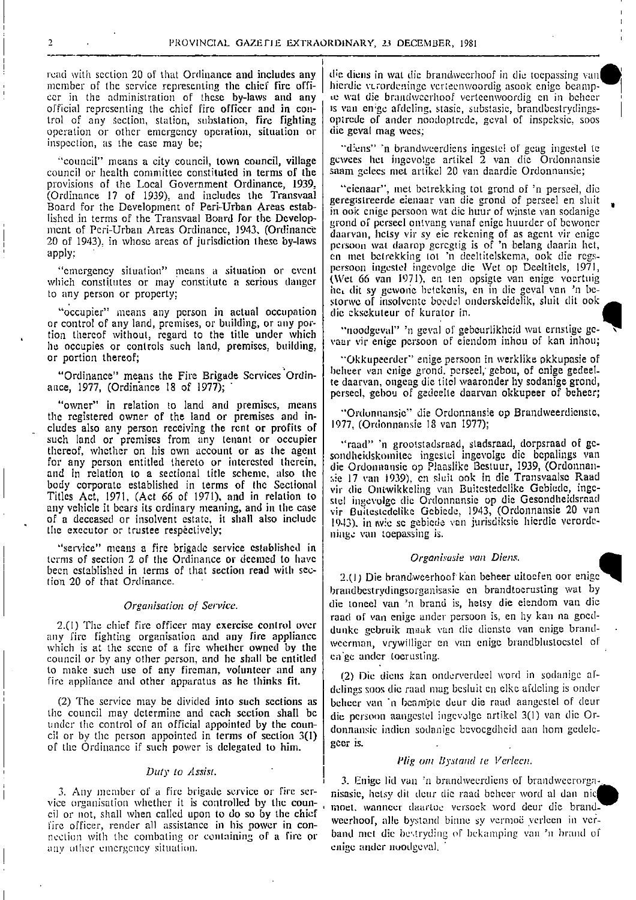read with section 20 of that Ordinance and includes any member of the service representing the chief fire officer in the administration of these by-laws and any official representing the chief fire officer and in control of any section, station, substation, fire fighting operation or other emergency operation, situation or inspection, as the case may be;

"council" means a city council, town council, village council or health committee constituted in terms of the provisions of the Local Government Ordinance, 1939, (Ordinance 17 of 1939), and includes the Transvaal Board for the Development of Peri-Urban Areas established in terms of the Transvaal Board for the Development of Peri-Urban Areas Ordinance, 1943, (Ordinance 20 of 1943), in whose areas of jurisdiction these by-laws apply;

"emergency situation" means a situation or event which constitutes or may constitute a serious danger to any person or property;

"occupier" means any person in actual occupation or control of any land, premises, or building, or any portion thereof without, regard to the title under which he occupies or controls such land, premises, building, or portion thereof;

"Ordinance" means the Fire Brigade Services Ordinance, 1977, (Ordinance 18 of 1977);

"owner" in relation to land and premises, means the registered owner of the land or premises and includes also any person receiving the rent or profits of such land or premises from any tenant or occupier thereof, whether on his own account or as the agent for any person entitled thereto or interested therein, and in relation to a sectional title scheme, also the body corporate established in terms of the Sectional Titles Act, 1971, (Act 66 of 1971), and in relation to any vehicle it bears its ordinary meaning, and in the case of a deceased or insolvent estate, it shall also include the executor or trustee respectively;

"service" means a fire brigade service established in terms of section 2 of the Ordinance or deemed to have been established in terms of that section read with section 20 of that Ordinance.

*Organisation of Service.*

2.(1) The chief fire officer may exercise control over any fire fighting organisation and any fire appliance which is at the scene of a fire whether owned by the council or by any other person, and he shall be entitled to make such use of any fireman, volunteer and any fire appliance and other apparatus as he thinks fit.

(2) The service may be divided into such sections as the council may determine and each section shall be under the control of an official appointed by the council or by the person appointed in terms of section 3(1) of the Ordinance if such power is delegated to him.

*Duty to Assist.*

3. Any member of a fire brigade service or fire service organisation whether it is controlled by the council or not, shall when called upon to do so by the chief fire officer, render all assistance in his power in connection with the combating or containing of a fire or any other emergency situation.

die diens in wat die brandweerhoof in die toepassing van hierdie verordeninge verteenwoordig asook enige beampte wat die brandweerhoof verteenwoordig en in beheer is van enige afdeling, stasie, substasie, brandbestrydingsoptrede of ander noodoptrede, geval of inspeksie, soos die geval mag wees;

"diens" 'n brandweerdiens ingestel of geag ingestel te gewees het ingevolge artikel 2 van die Ordonnansie saam gelees met artikel 20 van daardie Ordonnansie;

"eienaar", met betrekking tot grond of 'n perseel, die geregistreerde eienaar van die grond of perseel en sluit in ook enige persoon wat die huur of winste van sodanige grond of perseel ontvang vanaf enige huurder of bewoner daarvan, hetsy vir sy eie rekening of as agent vir enige persoon wat daarop geregtig is of 'n belang daarin het, en met betrekking tot 'n deeltitelskema, ook die regspersoon ingestel ingevolge die Wet op Deeltitels, 1971, (Wet 66 van 1971), en ten opsigte van enige voertuig het dit sy gewone betekenis, en in die geval van 'n bestorwe of insolvente boedel onderskeidelik, sluit dit ook die eksekuteur of kurator in.

"noodgeval" 'n geval of gebeurlikheid wat ernstige gevaar vir enige persoon of eiendom inhou of kan inhou;

"Okkupeerder" enige persoon in werklike okkupasie of beheer van enige grond, perseel, gebou, of enige gedeelte daarvan, ongeag die titel waaronder hy sodanige grond, perseel, gebou of gedeelte daarvan okkupeer of beheer;

"Ordonnansie" die Ordonnansie op Brandweerdienste, 1977, (Ordonnansie 18 van 1977);

"raad" 'n grootstadsraad, stadsraad, dorpsraad of gesondheidskomitee ingestel ingevolge die bepalings van die Ordonnansie op Plaaslike Bestuur, 1939, (Ordonnansie 17 van 1939), en sluit ook in die Transvaalse Raad vir die Ontwikkeling van Buitestedelike Gebiede, ingestel ingevolge die Ordonnansie op die Gesondheidsraad vir Buitestedelike Gebiede, 1943, (Ordonnansie 20 van 1943), in wie se gebiede van jurisdiksie hierdie verordeninge van toepassing is.

*Organisasie van Diens.*

2.(1) Die brandweerhoof kan beheer uitoefen oor enige brandbestrydingsorganisasie en brandtoerusting wat by die toneel van 'n brand is, hetsy die eiendom van die raad of van enige ander persoon is, en hy kan na goeddunke gebruik maak van die dienste van enige brandweerman, vrywilliger en van enige brandblustoestel of enige ander toerusting.

(2) Die diens kan onderverdeel word in sodanige afdelings soos die raad mag besluit en elke afdeling is onder beheer van 'n beampte deur die raad aangestel of deur die persoon aangestel ingevolge artikel 3(1) van die Ordonnansie indien sodanige bevoegdheid aan hom gedelegeer is.

*Plig om Bystand te Verleen.*

3. Enige lid van 'n brandweerdiens of brandweerorganisasie, hetsy dit deur die raad beheer word al dan nie moet, wanneer daartoe versoek word deur die brandweerhoof, alle bystand binne sy vermoë verleen in verband met die bestryding of bekamping van 'n brand of enige ander noodgeval.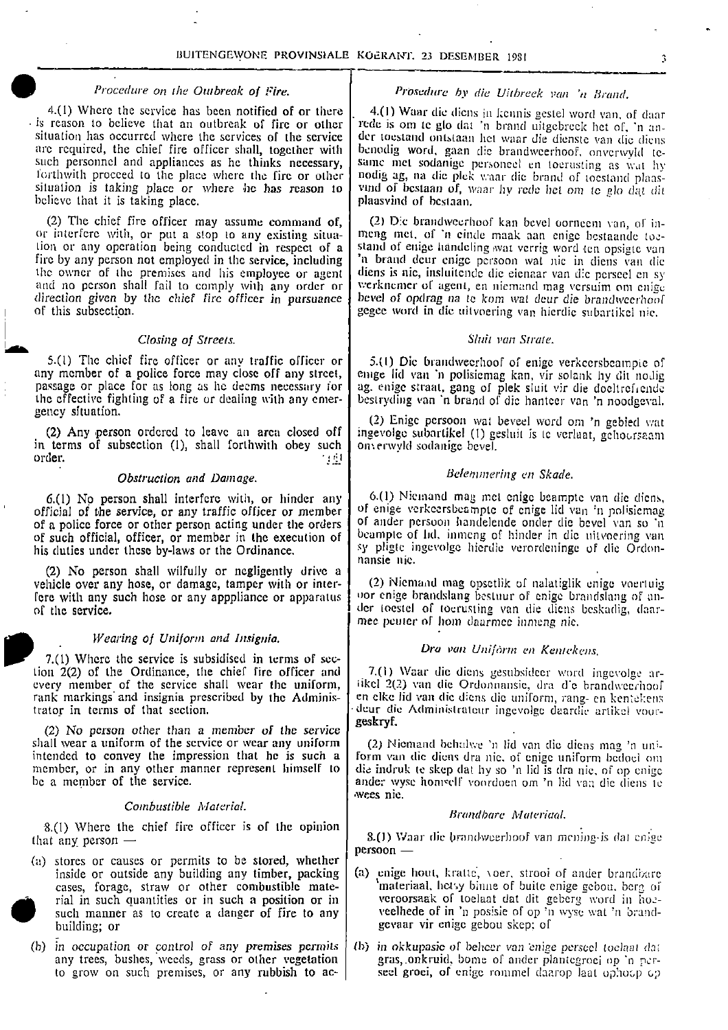*Procedure on the Outbreak of Fire.*

4.(1) Where the service has been notified of or there is reason to believe that an outbreak of fire or other situation has occurred where the services of the service are required, the chief fire officer shall, together with such personnel and appliances as he thinks necessary, forthwith proceed to the place where the fire or other situation is taking place or where he has reason to believe that it is taking place.

(2) The chief fire officer may assume command of, or interfere with, or put a stop to any existing situation or any operation being conducted in respect of a fire by any person not employed in the service, including the owner of the premises and his employee or agent and no person shall fail to comply with any order or direction given by the chief fire officer in pursuance of this subsection.

*Closing of Streets.*

5.(1) The chief fire officer or any traffic officer or any member of a police force may close off any street, passage or place for as long as he deems necessary for the effective fighting of a fire or dealing with any emergency situation.

(2) Any person ordered to leave an area closed off in terms of subsection (1), shall forthwith obey such order.

*Obstruction and Damage.*

6.(1) No person shall interfere with, or hinder any official of the service, or any traffic officer or member of a police force or other person acting under the orders of such official, officer, or member in the execution of his duties under these by-laws or the Ordinance.

(2) No person shall wilfully or negligently drive a vehicle over any hose, or damage, tamper with or interfere with any such hose or any apppliance or apparatus of the service.

*Wearing of Uniform and Insignia.*

7.(1) Where the service is subsidised in terms of section 2(2) of the Ordinance, the chief fire officer and every member of the service shall wear the uniform, rank markings and insignia prescribed by the Administrator in terms of that section.

(2) No person other than a member of the service shall wear a uniform of the service or wear any uniform intended to convey the impression that he is such a member, or in any other manner represent himself to be a member of the service.

*Combustible Material.*

8.(1) Where the chief fire officer is of the opinion that any person —

(a) stores or causes or permits to be stored, whether inside or outside any building any timber, packing cases, forage, straw or other combustible material in such quantities or in such a position or in such manner as to create a danger of fire to any building; or

(b) in occupation or control of any premises permits any trees, bushes, weeds, grass or other vegetation to grow on such premises, or any rubbish to ac-

*Prosedure by die Uitbreek van 'n Brand.*

4.(1) Waar die diens in kennis gestel word van, of daar rede is om te glo dat 'n brand uitgebreek het of, 'n ander toestand ontstaan het waar die dienste van die diens benodig word, gaan die brandweerhoof, onverwyld tesame met sodanige personeel en toerusting as wat hy nodig ag, na die plek waar die brand of toestand plaasvind of bestaan of, waar hy rede het om te glo dat dit plaasvind of bestaan.

(2) Die brandweerhoof kan bevel oorneem van, of inmeng met, of 'n einde maak aan enige bestaande toestand of enige handeling wat verrig word ten opsigte van 'n brand deur enige persoon wat nie in diens van die diens is nie, insluitende die eienaar van die perseel en sy werknemer of agent, en niemand mag versuim om enige bevel of opdrag na te kom wat deur die brandweerhoof gegee word in die uitvoering van hierdie subartikel nie.

*Sluit van Strate.*

5.(1) Die brandweerhoof of enige verkeersbeampte of enige lid van 'n polisiemag kan, vir solank hy dit nodig ag, enige straat, gang of plek sluit vir die doeltreffende bestryding van 'n brand of die hanteer van 'n noodgeval.

(2) Enige persoon wat beveel word om 'n gebied wat ingevolge subartikel (1) gesluit is te verlaat, gehoorsaam onverwyld sodanige bevel.

*Belemmering en Skade.*

6.(1) Niemand mag met enige beampte van die diens, of enige verkeersbeampte of enige lid van 'n polisiemag of ander persoon handelende onder die bevel van so 'n beampte of lid, inmeng of hinder in die uitvoering van sy pligte ingevolge hierdie verordeninge of die Ordonnansie nie.

(2) Niemand mag opsetlik of nalatiglik enige voertuig oor enige brandslang bestuur of enige brandslang of ander toestel of toerusting van die diens beskadig, daarmee peuter of hom daarmee inmeng nie.

*Dra van Uniform en Kentekens.*

7.(1) Waar die diens gesubsidieer word ingevolge artikel 2(2) van die Ordonnansie, dra die brandweerhoof en elke lid van die diens die uniform, rang- en kentekens deur die Administrateur ingevolge daardie artikel voorgeskryf.

(2) Niemand behalwe 'n lid van die diens mag 'n uniform van die diens dra nie, of enige uniform bedoel om die indruk te skep dat hy so 'n lid is dra nie, of op enige ander wyse homself voordoen om 'n lid van die diens te wees nie.

*Brandbare Materiaal.*

8.(1) Waar die brandweerhoof van mening is dat enige persoon —

(a) enige hout, kratte, voer, strooi of ander brandbare materiaal, hetsy binne of buite enige gebou, berg of veroorsaak of toelaat dat dit geberg word in hoeveelhede of in 'n posisie of op 'n wyse wat 'n brandgevaar vir enige gebou skep; of

(b) in okkupasie of beheer van enige perseel toelaat dat gras, onkruid, bome of ander plantegroei op 'n perseel groei, of enige rommel daarop laat ophoop op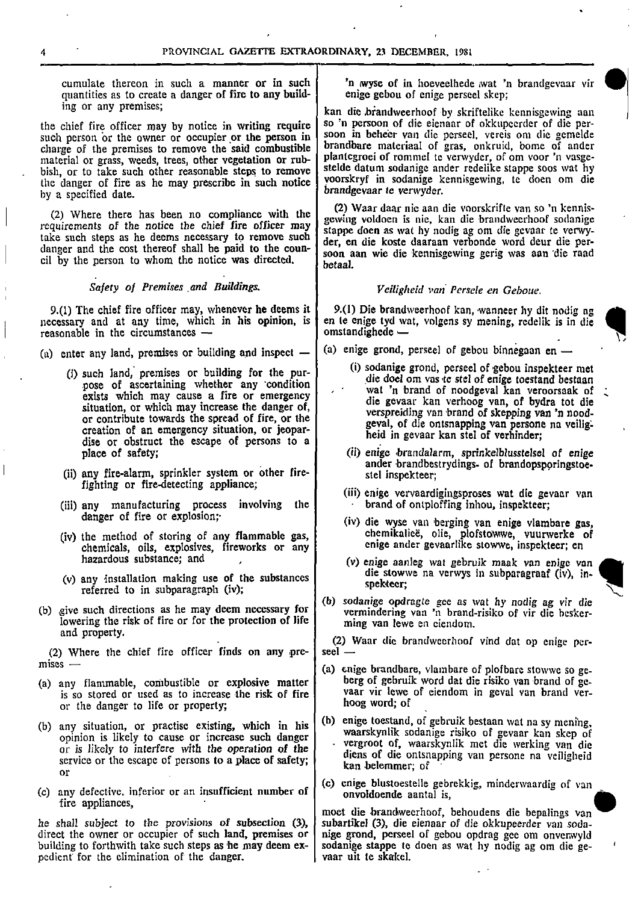cumulate thereon in such a manner or in such quantities as to create a danger of fire to any building or any premises;

the chief fire officer may by notice in writing require such person or the owner or occupier or the person in charge of the premises to remove the said combustible material or grass, weeds, trees, other vegetation or rubbish, or to take such other reasonable steps to remove the danger of fire as he may prescribe in such notice by a specified date.

(2) Where there has been no compliance with the requirements of the notice the chief fire officer may take such steps as he deems necessary to remove such danger and the cost thereof shall be paid to the council by the person to whom the notice was directed.

*Safety of Premises and Buildings.*

9.(1) The chief fire officer may, whenever he deems it necessary and at any time, which in his opinion, is reasonable in the circumstances —

(a) enter any land, premises or building and inspect —

(i) such land, premises or building for the purpose of ascertaining whether any condition exists which may cause a fire or emergency situation, or which may increase the danger of, or contribute towards the spread of fire, or the creation of an emergency situation, or jeopardise or obstruct the escape of persons to a place of safety;

(ii) any fire-alarm, sprinkler system or other fire-fighting or fire-detecting appliance;

(iii) any manufacturing process involving the danger of fire or explosion;

(iv) the method of storing of any flammable gas, chemicals, oils, explosives, fireworks or any hazardous substance; and

(v) any installation making use of the substances referred to in subparagraph (iv);

(b) give such directions as he may deem necessary for lowering the risk of fire or for the protection of life and property.

(2) Where the chief fire officer finds on any premises —

(a) any flammable, combustible or explosive matter is so stored or used as to increase the risk of fire or the danger to life or property;

(b) any situation, or practise existing, which in his opinion is likely to cause or increase such danger or is likely to interfere with the operation of the service or the escape of persons to a place of safety; or

(c) any defective, inferior or an insufficient number of fire appliances,

he shall subject to the provisions of subsection (3), direct the owner or occupier of such land, premises or building to forthwith take such steps as he may deem expedient for the elimination of the danger.

'n wyse of in hoeveelhede wat 'n brandgevaar vir enige gebou of enige perseel skep;

kan die brandweerhoof by skriftelike kennisgewing aan so 'n persoon of die eienaar of okkupeerder of die persoon in beheer van die perseel, vereis om die gemelde brandbare materiaal of gras, onkruid, bome of ander plantegroei of rommel te verwyder, of om voor 'n vasgestelde datum sodanige ander redelike stappe soos wat hy voorskryf in sodanige kennisgewing, te doen om die brandgevaar te verwyder.

(2) Waar daar nie aan die voorskrifte van so 'n kennisgewing voldoen is nie, kan die brandweerhoof sodanige stappe doen as wat hy nodig ag om die gevaar te verwyder, en die koste daaraan verbonde word deur die persoon aan wie die kennisgewing gerig was aan die raad betaal.

*Veiligheid van Persele en Geboue.*

9.(1) Die brandweerhoof kan, wanneer hy dit nodig ag en te enige tyd wat, volgens sy mening, redelik is in die omstandighede —

(a) enige grond, perseel of gebou binnegaan en —

(i) sodanige grond, perseel of gebou inspekteer met die doel om vas te stel of enige toestand bestaan wat 'n brand of noodgeval kan veroorsaak of die gevaar kan verhoog van, of bydra tot die verspreiding van brand of skepping van 'n noodgeval, of die ontsnapping van persone na veiligheid in gevaar kan stel of verhinder;

(ii) enige brandalarm, sprinkelblusstelsel of enige ander brandbestrydings- of brandopsporingstoestel inspekteer;

(iii) enige vervaardigingsproses wat die gevaar van brand of ontploffing inhou, inspekteer;

(iv) die wyse van berging van enige vlambare gas, chemikalieë, olie, plofstowwe, vuurwerke of enige ander gevaarlike stowwe, inspekteer; en

(v) enige aanleg wat gebruik maak van enige van die stowwe na verwys in subparagraaf (iv), inspekteer;

(b) sodanige opdragte gee as wat hy nodig ag vir die vermindering van 'n brand-risiko of vir die beskerming van lewe en eiendom.

(2) Waar die brandweerhoof vind dat op enige perseel —

(a) enige brandbare, vlambare of plofbare stowwe so geberg of gebruik word dat die risiko van brand of gevaar vir lewe of eiendom in geval van brand verhoog word; of

(b) enige toestand, of gebruik bestaan wat na sy mening, waarskynlik sodanige risiko of gevaar kan skep of vergroot of, waarskynlik met die werking van die diens of die ontsnapping van persone na veiligheid kan belemmer; of

(c) enige blustoestelle gebrekkig, minderwaardig of van onvoldoende aantal is,

moet die brandweerhoof, behoudens die bepalings van subartikel (3), die eienaar of die okkupeerder van sodanige grond, perseel of gebou opdrag gee om onverwyld sodanige stappe te doen as wat hy nodig ag om die gevaar uit te skakel.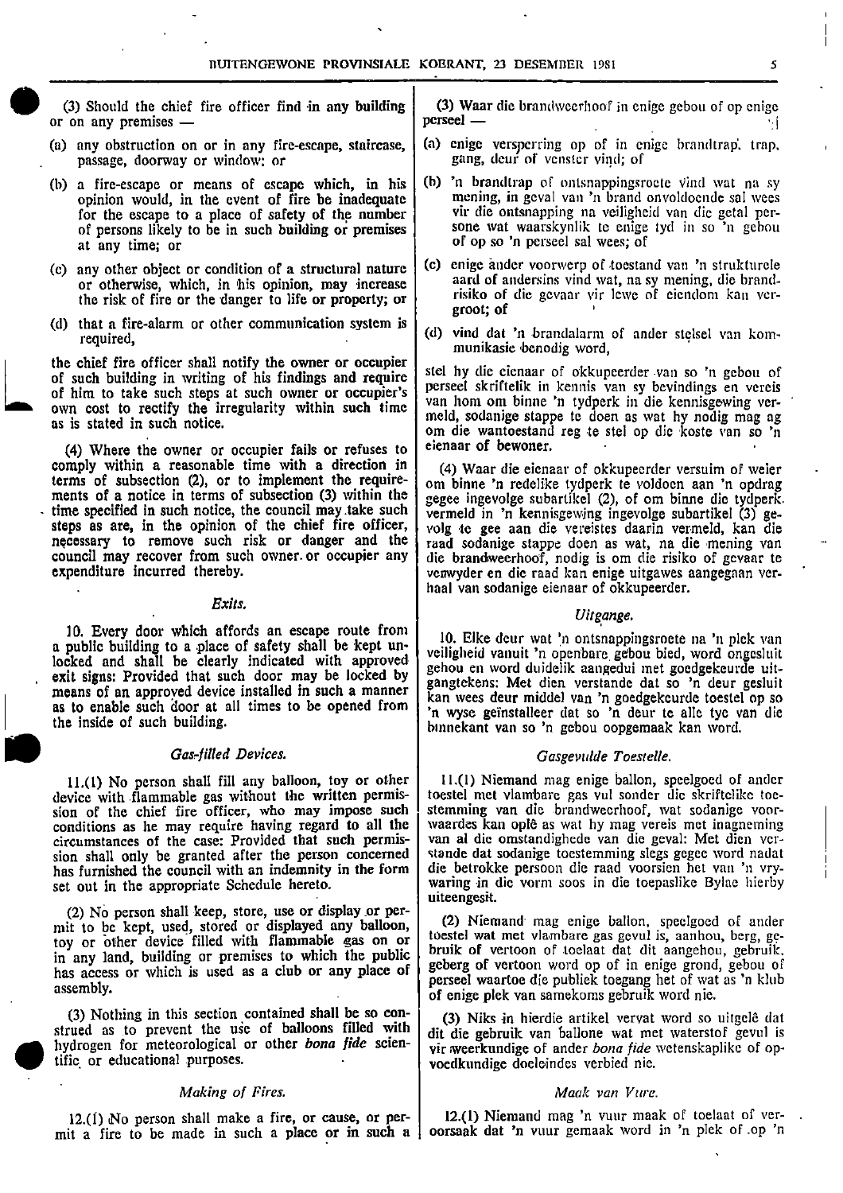(3) Should the chief fire officer find in any building or on any premises —

(a) any obstruction on or in any fire-escape, staircase, passage, doorway or window; or

(b) a fire-escape or means of escape which, in his opinion would, in the event of fire be inadequate for the escape to a place of safety of the number of persons likely to be in such building or premises at any time; or

(c) any other object or condition of a structural nature or otherwise, which, in his opinion, may increase the risk of fire or the danger to life or property; or

(d) that a fire-alarm or other communication system is required,

the chief fire officer shall notify the owner or occupier of such building in writing of his findings and require of him to take such steps at such owner or occupier's own cost to rectify the irregularity within such time as is stated in such notice.

(4) Where the owner or occupier fails or refuses to comply within a reasonable time with a direction in terms of subsection (2), or to implement the requirements of a notice in terms of subsection (3) within the time specified in such notice, the council may take such steps as are, in the opinion of the chief fire officer, necessary to remove such risk or danger and the council may recover from such owner or occupier any expenditure incurred thereby.

*Exits.*

10. Every door which affords an escape route from a public building to a place of safety shall be kept unlocked and shall be clearly indicated with approved exit signs: Provided that such door may be locked by means of an approved device installed in such a manner as to enable such door at all times to be opened from the inside of such building.

*Gas-filled Devices.*

11.(1) No person shall fill any balloon, toy or other device with flammable gas without the written permission of the chief fire officer, who may impose such conditions as he may require having regard to all the circumstances of the case: Provided that such permission shall only be granted after the person concerned has furnished the council with an indemnity in the form set out in the appropriate Schedule hereto.

(2) No person shall keep, store, use or display or permit to be kept, used, stored or displayed any balloon, toy or other device filled with flammable gas on or in any land, building or premises to which the public has access or which is used as a club or any place of assembly.

(3) Nothing in this section contained shall be so construed as to prevent the use of balloons filled with hydrogen for meteorological or other *bona fide* scientific or educational purposes.

*Making of Fires.*

12.(1) No person shall make a fire, or cause, or permit a fire to be made in such a place or in such a

(3) Waar die brandweerhoof in enige gebou of op enige perseel —

(a) enige versperring op of in enige brandtrap, trap, gang, deur of venster vind; of

(b) 'n brandtrap of ontsnappingsroete vind wat na sy mening, in geval van 'n brand onvoldoende sal wees vir die ontsnapping na veiligheid van die getal persone wat waarskynlik te enige tyd in so 'n gebou of op so 'n perseel sal wees; of

(c) enige ander voorwerp of toestand van 'n strukturele aard of andersins vind wat, na sy mening, die brandrisiko of die gevaar vir lewe of eiendom kan vergroot; of

(d) vind dat 'n brandalarm of ander stelsel van kommunikasie benodig word,

stel hy die eienaar of okkupeerder van so 'n gebou of perseel skriftelik in kennis van sy bevindings en vereis van hom om binne 'n tydperk in die kennisgewing vermeld, sodanige stappe te doen as wat hy nodig mag ag om die wantoestand reg te stel op die koste van so 'n eienaar of bewoner.

(4) Waar die eienaar of okkupeerder versuim of weier om binne 'n redelike tydperk te voldoen aan 'n opdrag gegee ingevolge subartikel (2), of om binne die tydperk vermeld in 'n kennisgewing ingevolge subartikel (3) gevolg te gee aan die vereistes daarin vermeld, kan die raad sodanige stappe doen as wat, na die mening van die brandweerhoof, nodig is om die risiko of gevaar te verwyder en die raad kan enige uitgawes aangegaan verhaal van sodanige eienaar of okkupeerder.

*Uitgange.*

10. Elke deur wat 'n ontsnappingsroete na 'n plek van veiligheid vanuit 'n openbare gebou bied, word ongesluit gehou en word duidelik aangedui met goedgekeurde uitgangtekens: Met dien verstande dat so 'n deur gesluit kan wees deur middel van 'n goedgekeurde toestel op so 'n wyse geïnstalleer dat so 'n deur te alle tye van die binnekant van so 'n gebou oopgemaak kan word.

*Gasgevulde Toestelle.*

11.(1) Niemand mag enige ballon, speelgoed of ander toestel met vlambare gas vul sonder die skriftelike toestemming van die brandweerhoof, wat sodanige voorwaardes kan oplê as wat hy mag vereis met inagneming van al die omstandighede van die geval: Met dien verstande dat sodanige toestemming slegs gegee word nadat die betrokke persoon die raad voorsien het van 'n vrywaring in die vorm soos in die toepaslike Bylae hierby uiteengesit.

(2) Niemand mag enige ballon, speelgoed of ander toestel wat met vlambare gas gevul is, aanhou, berg, gebruik of vertoon of toelaat dat dit aangehou, gebruik, geberg of vertoon word op of in enige grond, gebou of perseel waartoe die publiek toegang het of wat as 'n klub of enige plek van samekoms gebruik word nie.

(3) Niks in hierdie artikel vervat word so uitgelê dat dit die gebruik van ballone wat met waterstof gevul is vir weerkundige of ander *bona fide* wetenskaplike of opvoedkundige doeleindes verbied nie.

*Maak van Vure.*

12.(1) Niemand mag 'n vuur maak of toelaat of veroorsaak dat 'n vuur gemaak word in 'n plek of op 'n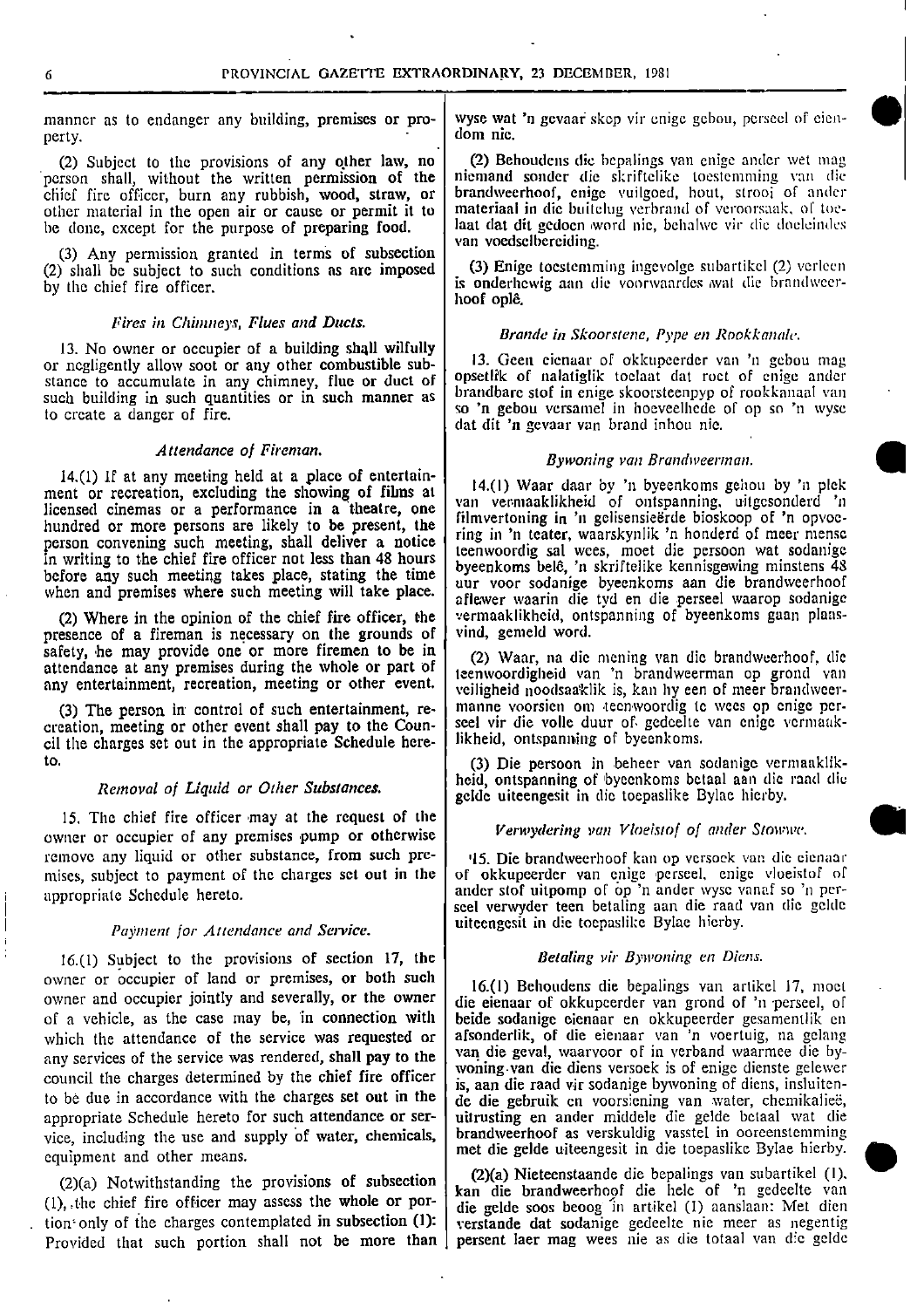manner as to endanger any building, premises or property.

(2) Subject to the provisions of any other law, no person shall, without the written permission of the chief fire officer, burn any rubbish, wood, straw, or other material in the open air or cause or permit it to be done, except for the purpose of preparing food.

(3) Any permission granted in terms of subsection (2) shall be subject to such conditions as are imposed by the chief fire officer.

### *Fires in Chimneys, Flues and Ducts.*

13. No owner or occupier of a building shall wilfully or negligently allow soot or any other combustible substance to accumulate in any chimney, flue or duct of such building in such quantities or in such manner as to create a danger of fire.

### *Attendance of Fireman.*

14.(1) If at any meeting held at a place of entertainment or recreation, excluding the showing of films at licensed cinemas or a performance in a theatre, one hundred or more persons are likely to be present, the person convening such meeting, shall deliver a notice in writing to the chief fire officer not less than 48 hours before any such meeting takes place, stating the time when and premises where such meeting will take place.

(2) Where in the opinion of the chief fire officer, the presence of a fireman is necessary on the grounds of safety, he may provide one or more firemen to be in attendance at any premises during the whole or part of any entertainment, recreation, meeting or other event.

(3) The person in control of such entertainment, recreation, meeting or other event shall pay to the Council the charges set out in the appropriate Schedule hereto.

### *Removal of Liquid or Other Substances.*

15. The chief fire officer may at the request of the owner or occupier of any premises pump or otherwise remove any liquid or other substance, from such premises, subject to payment of the charges set out in the appropriate Schedule hereto.

### *Payment for Attendance and Service.*

16.(1) Subject to the provisions of section 17, the owner or occupier of land or premises, or both such owner and occupier jointly and severally, or the owner of a vehicle, as the case may be, in connection with which the attendance of the service was requested or any services of the service was rendered, shall pay to the council the charges determined by the chief fire officer to be due in accordance with the charges set out in the appropriate Schedule hereto for such attendance or service, including the use and supply of water, chemicals, equipment and other means.

(2)(a) Notwithstanding the provisions of subsection (1), the chief fire officer may assess the whole or portion only of the charges contemplated in subsection (1): Provided that such portion shall not be more than

wyse wat 'n gevaar skep vir enige gebou, perseel of eiendom nie.

(2) Behoudens die bepalings van enige ander wet mag niemand sonder die skriftelike toestemming van die brandweerhoof, enige vuilgoed, hout, strooi of ander materiaal in die buitelug verbrand of veroorsaak, of toelaat dat dit gedoen word nie, behalwe vir die doeleindes van voedselbereiding.

(3) Enige toestemming ingevolge subartikel (2) verleen is onderhewig aan die voorwaardes wat die brandweerhoof oplê.

### *Brande in Skoorstene, Pype en Rookkanale.*

13. Geen eienaar of okkupeerder van 'n gebou mag opsetlik of nalatiglik toelaat dat roet of enige ander brandbare stof in enige skoorsteenpyp of rookkanaal van so 'n gebou versamel in hoeveelhede of op so 'n wyse dat dit 'n gevaar van brand inhou nie.

### *Bywoning van Brandweerman.*

14.(1) Waar daar by 'n byeenkoms gehou by 'n plek van vermaaklikheid of ontspanning, uitgesonderd 'n filmvertoning in 'n gelisensieërde bioskoop of 'n opvoering in 'n teater, waarskynlik 'n honderd of meer mense teenwoordig sal wees, moet die persoon wat sodanige byeenkoms belê, 'n skriftelike kennisgewing minstens 48 uur voor sodanige byeenkoms aan die brandweerhoof aflewer waarin die tyd en die perseel waarop sodanige vermaaklikheid, ontspanning of byeenkoms gaan plansvind, gemeld word.

(2) Waar, na die mening van die brandweerhoof, die teenwoordigheid van 'n brandweerman op grond van veiligheid noodsaaklik is, kan hy een of meer brandweermanne voorsien om teenwoordig te wees op enige perseel vir die volle duur of gedeelte van enige vermaaklikheid, ontspanning of byeenkoms.

(3) Die persoon in beheer van sodanige vermaaklikheid, ontspanning of byeenkoms betaal aan die raad die gelde uiteengesit in die toepaslike Bylae hierby.

### *Verwydering van Vloeistof of ander Stowwe.*

15. Die brandweerhoof kan op versoek van die eienaar of okkupeerder van enige perseel, enige vloeistof of ander stof uitpomp of op 'n ander wyse vanaf so 'n perseel verwyder teen betaling aan die raad van die gelde uiteengesit in die toepaslike Bylae hierby.

### *Betaling vir Bywoning en Diens.*

16.(1) Behoudens die bepalings van artikel 17, moet die eienaar of okkupeerder van grond of 'n perseel, of beide sodanige eienaar en okkupeerder gesamentlik en afsonderlik, of die eienaar van 'n voertuig, na gelang van die geval, waarvoor of in verband waarmee die bywoning van die diens versoek is of enige dienste gelewer is, aan die raad vir sodanige bywoning of diens, insluitende die gebruik en voorsiening van water, chemikalieë, uitrusting en ander middele die gelde betaal wat die brandweerhoof as verskuldig vasstel in ooreenstemming met die gelde uiteengesit in die toepaslike Bylae hierby.

(2)(a) Nieteenstaande die bepalings van subartikel (1), kan die brandweerhoof die hele of 'n gedeelte van die gelde soos beoog in artikel (1) aanslaan: Met dien verstande dat sodanige gedeelte nie meer as negentig persent laer mag wees nie as die totaal van die gelde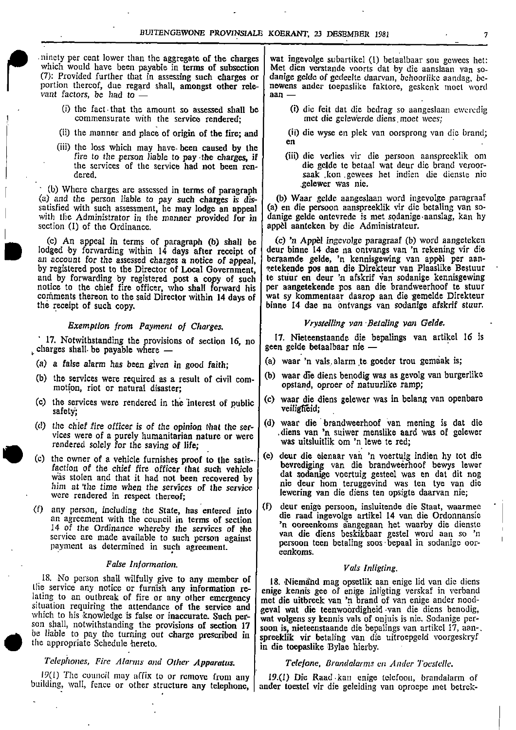ninety per cent lower than the aggregate of the charges which would have been payable in terms of subsection (7): Provided further that in assessing such charges or portion thereof, due regard shall, amongst other relevant factors, be had to —

(i) the fact that the amount so assessed shall be commensurate with the service rendered;

(ii) the manner and place of origin of the fire; and

(iii) the loss which may have been caused by the fire to the person liable to pay the charges, if the services of the service had not been rendered.

(b) Where charges are assessed in terms of paragraph (a) and the person liable to pay such charges is dissatisfied with such assessment, he may lodge an appeal with the Administrator in the manner provided for in section (1) of the Ordinance.

(c) An appeal in terms of paragraph (b) shall be lodged by forwarding within 14 days after receipt of an account for the assessed charges a notice of appeal, by registered post to the Director of Local Government, and by forwarding by registered post a copy of such notice to the chief fire officer, who shall forward his comments thereon to the said Director within 14 days of the receipt of such copy.

*Exemption from Payment of Charges.*

17. Notwithstanding the provisions of section 16, no charges shall be payable where —

(a) a false alarm has been given in good faith;

(b) the services were required as a result of civil commotion, riot or natural disaster;

(c) the services were rendered in the interest of public safety;

(d) the chief fire officer is of the opinion that the services were of a purely humanitarian nature or were rendered solely for the saving of life;

(e) the owner of a vehicle furnishes proof to the satisfaction of the chief fire officer that such vehicle was stolen and that it had not been recovered by him at the time when the services of the service were rendered in respect thereof;

(f) any person, including the State, has entered into an agreement with the council in terms of section 14 of the Ordinance whereby the services of the service are made available to such person against payment as determined in such agreement.

*False Information.*

18. No person shall wilfully give to any member of the service any notice or furnish any information relating to an outbreak of fire or any other emergency situation requiring the attendance of the service and which to his knowledge is false or inaccurate. Such person shall, notwithstanding the provisions of section 17 be liable to pay the turning out charge prescribed in the appropriate Schedule hereto.

*Telephones, Fire Alarms and Other Apparatus.*

19.(1) The council may affix to or remove from any building, wall, fence or other structure any telephone,

wat ingevolge subartikel (1) betaalbaar sou gewees het: Met dien verstande voorts dat by die aanslaan van sodanige gelde of gedeelte daarvan, behoorlike aandag, benewens ander toepaslike faktore, geskenk moet word aan —

(i) die feit dat die bedrag so aangeslaan eweredig met die gelewerde diens moet wees;

(ii) die wyse en plek van oorsprong van die brand; en

(iii) die verlies vir die persoon aanspreeklik om die gelde te betaal wat deur die brand veroorsaak kon gewees het indien die dienste nie gelewer was nie.

(b) Waar gelde aangeslaan word ingevolge paragraaf (a) en die persoon aanspreeklik vir die betaling van sodanige gelde ontevrede is met sodanige aanslag, kan hy appèl aanteken by die Administrateur.

(c) 'n Appèl ingevolge paragraaf (b) word aangeteken deur binne 14 dae na ontvangs van 'n rekening vir die beraamde gelde, 'n kennisgewing van appèl per aangetekende pos aan die Direkteur van Plaaslike Bestuur te stuur en deur 'n afskrif van sodanige kennisgewing per aangetekende pos aan die brandweerhoof te stuur wat sy kommentaar daarop aan die gemelde Direkteur binne 14 dae na ontvangs van sodanige afskrif stuur.

*Vrystelling van Betaling van Gelde.*

17. Nieteenstaande die bepalings van artikel 16 is geen gelde betaalbaar nie —

(a) waar 'n vals alarm te goeder trou gemaak is;

(b) waar die diens benodig was as gevolg van burgerlike opstand, oproer of natuurlike ramp;

(c) waar die diens gelewer was in belang van openbare veiligheid;

(d) waar die brandweerhoof van mening is dat die diens van 'n suiwer menslike aard was of gelewer was uitsluitlik om 'n lewe te red;

(e) deur die eienaar van 'n voertuig indien hy tot die bevrediging van die brandweerhoof bewys lewer dat sodanige voertuig gesteel was en dat dit nog nie deur hom teruggevind was ten tye van die lewering van die diens ten opsigte daarvan nie;

(f) deur enige persoon, insluitende die Staat, waarmee die raad ingevolge artikel 14 van die Ordonnansie 'n ooreenkoms aangegaan het waarby die dienste van die diens beskikbaar gestel word aan so 'n persoon teen betaling soos bepaal in sodanige ooreenkoms.

*Vals Inligting.*

18. Niemand mag opsetlik aan enige lid van die diens enige kennis gee of enige inligting verskaf in verband met die uitbreek van 'n brand of van enige ander noodgeval wat die teenwoordigheid van die diens benodig, wat volgens sy kennis vals of onjuis is nie. Sodanige persoon is, nieteenstaande die bepalings van artikel 17, aanspreeklik vir betaling van die uitroepgeld voorgeskryf in die toepaslike Bylae hierby.

*Telefone, Brandalarms en Ander Toestelle.*

19.(1) Die Raad kan enige telefoon, brandalarm of ander toestel vir die geleiding van oproepe met betrek-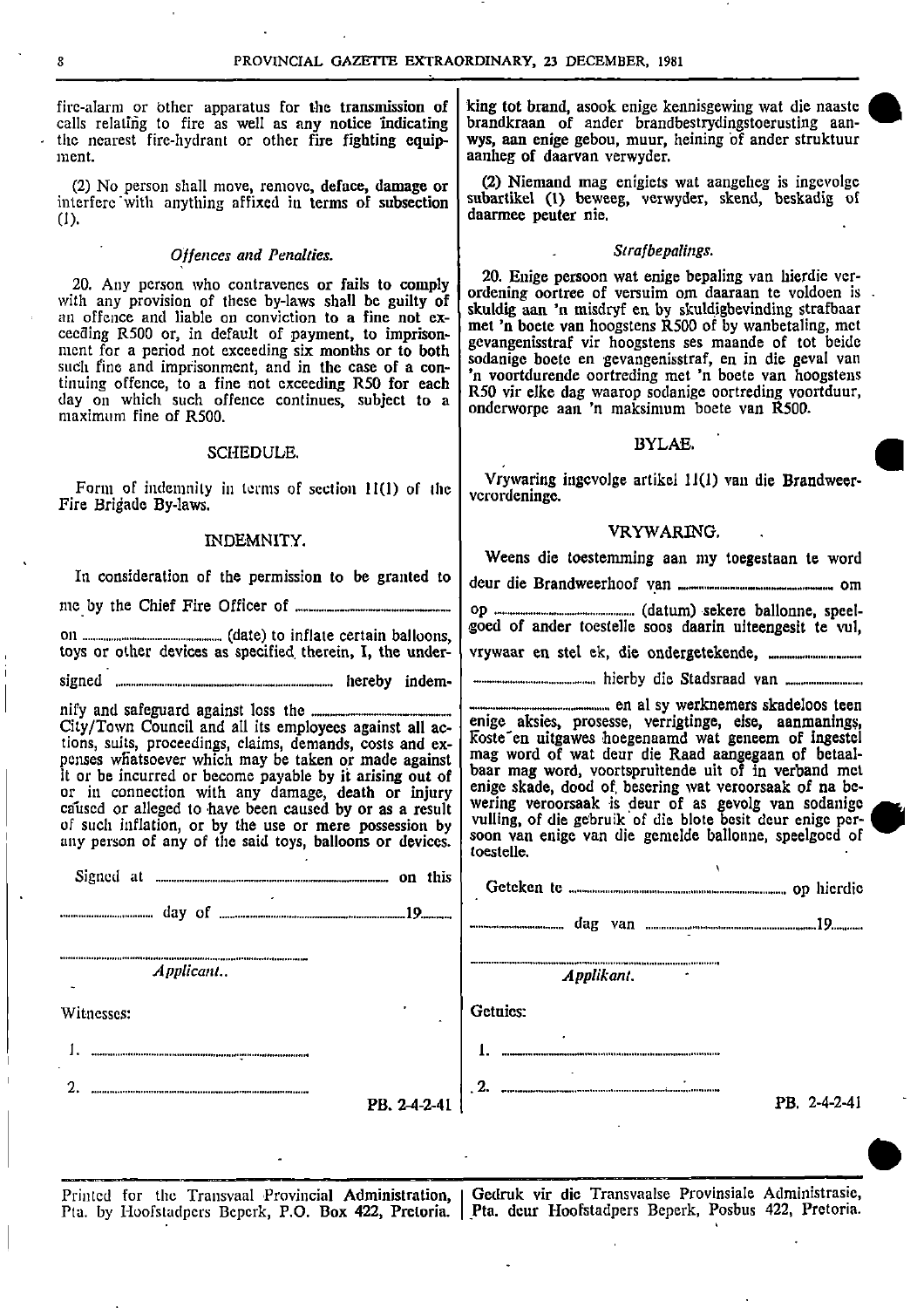fire-alarm or other apparatus for the transmission of calls relating to fire as well as any notice indicating the nearest fire-hydrant or other fire fighting equipment.

(2) No person shall move, remove, deface, damage or interfere with anything affixed in terms of subsection (1).

king tot brand, asook enige kennisgewing wat die naaste brandkraan of ander brandbestrydingstoerusting aanwys, aan enige gebou, muur, heining of ander struktuur aanheg of daarvan verwyder.

(2) Niemand mag enigiets wat aangeheg is ingevolge subartikel (1) beweeg, verwyder, skend, beskadig of daarmee peuter nie.

### *Offences and Penalties.*

20. Any person who contravenes or fails to comply with any provision of these by-laws shall be guilty of an offence and liable on conviction to a fine not exceeding R500 or, in default of payment, to imprisonment for a period not exceeding six months or to both such fine and imprisonment, and in the case of a continuing offence, to a fine not exceeding R50 for each day on which such offence continues, subject to a maximum fine of R500.

### *Strafbepalings.*

20. Enige persoon wat enige bepaling van hierdie verordening oortree of versuim om daaraan te voldoen is skuldig aan 'n misdryf en by skuldigbevinding strafbaar met 'n boete van hoogstens R500 of by wanbetaling, met gevangenisstraf vir hoogstens ses maande of tot beide sodanige boete en gevangenisstraf, en in die geval van 'n voortdurende oortreding met 'n boete van hoogstens R50 vir elke dag waarop sodanige oortreding voortduur, onderworpe aan 'n maksimum boete van R500.

## SCHEDULE.

Form of indemnity in terms of section 11(1) of the Fire Brigade By-laws.

### INDEMNITY.

In consideration of the permission to be granted to me by the Chief Fire Officer of .................................... on ............................ (date) to inflate certain balloons, toys or other devices as specified therein, I, the undersigned ........................................................ hereby indemnify and safeguard against loss the ................................ City/Town Council and all its employees against all actions, suits, proceedings, claims, demands, costs and expenses whatsoever which may be taken or made against it or be incurred or become payable by it arising out of or in connection with any damage, death or injury caused or alleged to have been caused by or as a result of such inflation, or by the use or mere possession by any person of any of the said toys, balloons or devices.

Signed at ........................................................ on this ........................ day of ............................................19........

..............................................................
*Applicant..*

Witnesses:

1. ..............................................................

2. ..............................................................

PB. 2-4-2-41

## BYLAE.

Vrywaring ingevolge artikel 11(1) van die Brandweerverordeninge.

### VRYWARING.

Weens die toestemming aan my toegestaan te word deur die Brandweerhoof van .................................... om op ............................ (datum) sekere ballonne, speelgoed of ander toestelle soos daarin uiteengesit te vul, vrywaar en stel ek, die ondergetekende, ............................ ................................ hierby die Stadsraad van ........................ ................................ en al sy werknemers skadeloos teen enige aksies, prosesse, verrigtinge, eise, aanmanings, koste en uitgawes hoegenaamd wat geneem of ingestel mag word of wat deur die Raad aangegaan of betaalbaar mag word, voortspruitende uit of in verband met enige skade, dood of besering wat veroorsaak of na bewering veroorsaak is deur of as gevolg van sodanige vulling, of die gebruik of die blote besit deur enige persoon van enige van die gemelde ballonne, speelgoed of toestelle.

Geteken te ........................................................ op hierdie ........................ dag van ............................................19........

..............................................................
*Applikant.*

Getuies:

1. ..............................................................

2. ..............................................................

PB. 2-4-2-41

---

Printed for the Transvaal Provincial Administration, Pta. by Hoofstadpers Beperk, P.O. Box 422, Pretoria.

Gedruk vir die Transvaalse Provinsiale Administrasie, Pta. deur Hoofstadpers Beperk, Posbus 422, Pretoria.